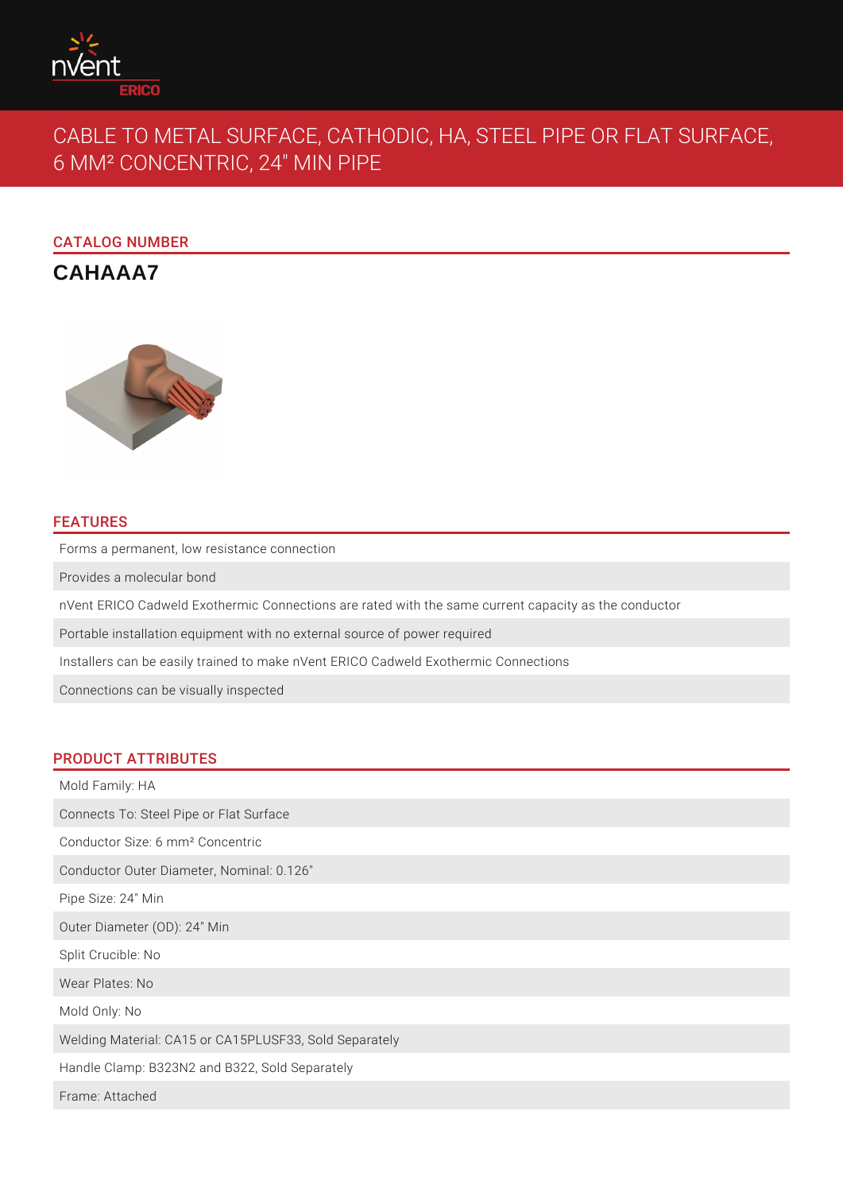# CABLE TO METAL SURFACE, CATHODIC, HA, STEEL PIPE OR FLAT SURFACE, 6 MM² CONCENTRIC, 24" MIN PIPE

## CATALOG NUMBER

**CAHAAA7**

## FEATURES

- Forms a permanent, low resistance connection
- Provides a molecular bond
- nVent ERICO Cadweld Exothermic Connections are rated with the same current capacity as the conductor
- Portable installation equipment with no external source of power required
- Installers can be easily trained to make nVent ERICO Cadweld Exothermic Connections
- Connections can be visually inspected

## PRODUCT ATTRIBUTES

- Mold Family: HA
- Connects To: Steel Pipe or Flat Surface
- Conductor Size: 6 mm² Concentric
- Conductor Outer Diameter, Nominal: 0.126"
- Pipe Size: 24" Min
- Outer Diameter (OD): 24" Min
- Split Crucible: No
- Wear Plates: No
- Mold Only: No
- Welding Material: CA15 or CA15PLUSF33, Sold Separately
- Handle Clamp: B323N2 and B322, Sold Separately
- Frame: Attached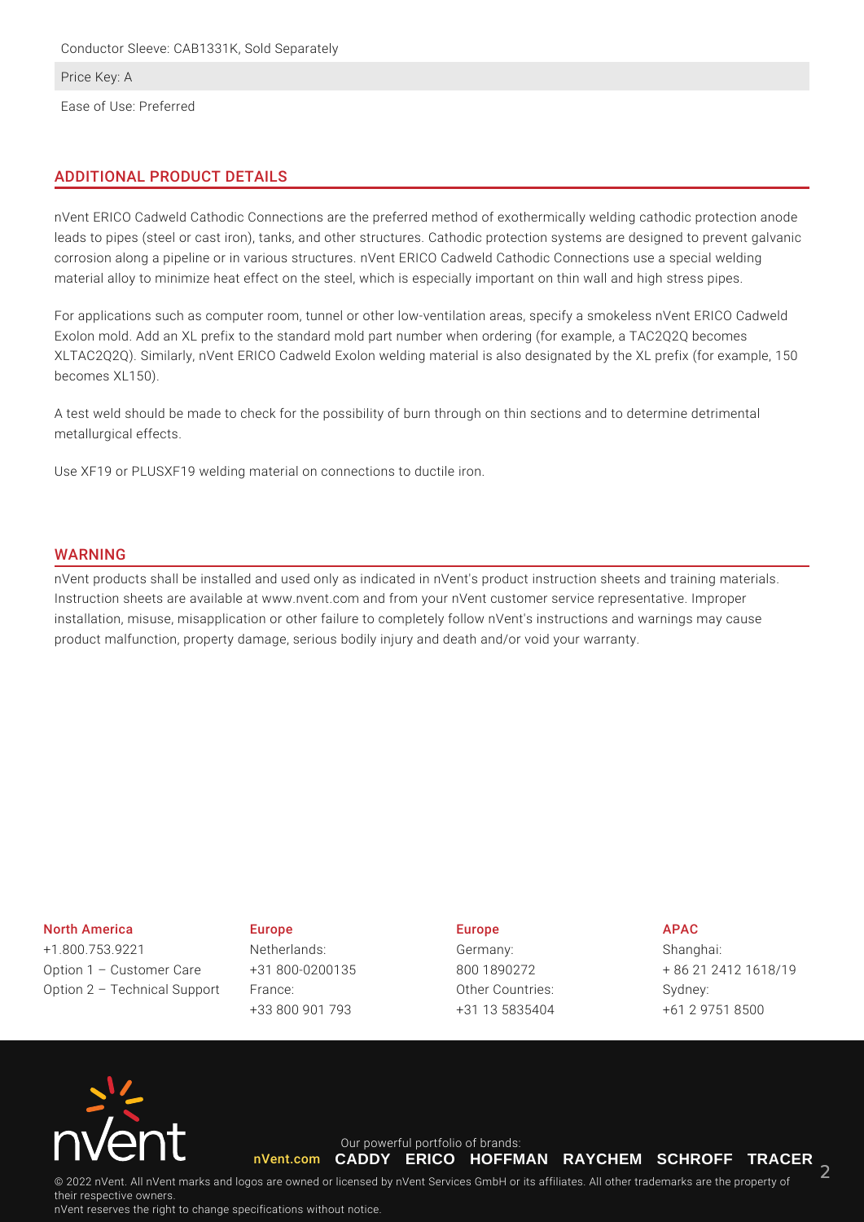Conductor Sleeve: CAB1331K, Sold Separately

Price Key: A

Ease of Use: Preferred

## ADDITIONAL PRODUCT DETAILS

nVent ERICO Cadweld Cathodic Connections are the preferred method of exothermically welding cathodic protection anode leads to pipes (steel or cast iron), tanks, and other structures. Cathodic protection systems are designed to prevent galvanic corrosion along a pipeline or in various structures. nVent ERICO Cadweld Cathodic Connections use a special welding material alloy to minimize heat effect on the steel, which is especially important on thin wall and high stress pipes.

For applications such as computer room, tunnel or other low-ventilation areas, specify a smokeless nVent ERICO Cadweld Exolon mold. Add an XL prefix to the standard mold part number when ordering (for example, a TAC2Q2Q becomes XLTAC2Q2Q). Similarly, nVent ERICO Cadweld Exolon welding material is also designated by the XL prefix (for example, 150 becomes XL150).

A test weld should be made to check for the possibility of burn through on thin sections and to determine detrimental metallurgical effects.

Use XF19 or PLUSXF19 welding material on connections to ductile iron.

## WARNING

nVent products shall be installed and used only as indicated in nVent's product instruction sheets and training materials. Instruction sheets are available at www.nvent.com and from your nVent customer service representative. Improper installation, misuse, misapplication or other failure to completely follow nVent's instructions and warnings may cause product malfunction, property damage, serious bodily injury and death and/or void your warranty.

**North America**
+1.800.753.9221
Option 1 – Customer Care
Option 2 – Technical Support

**Europe**
Netherlands:
+31 800-0200135
France:
+33 800 901 793

**Europe**
Germany:
800 1890272
Other Countries:
+31 13 5835404

**APAC**
Shanghai:
+ 86 21 2412 1618/19
Sydney:
+61 2 9751 8500

Our powerful portfolio of brands:
nVent.com CADDY ERICO HOFFMAN RAYCHEM SCHROFF TRACER

© 2022 nVent. All nVent marks and logos are owned or licensed by nVent Services GmbH or its affiliates. All other trademarks are the property of their respective owners.
nVent reserves the right to change specifications without notice.